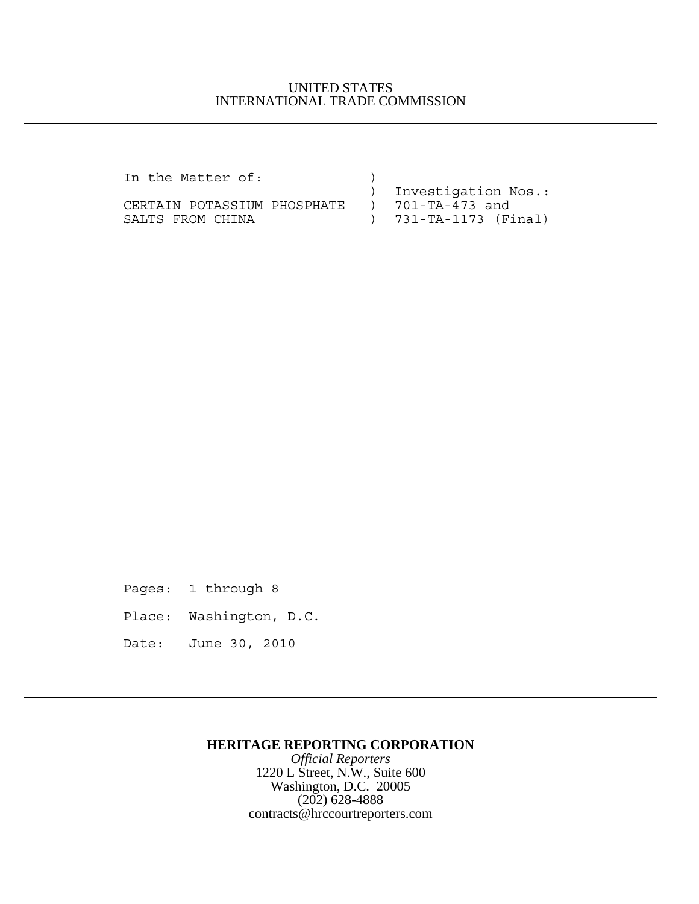UNITED STATES
INTERNATIONAL TRADE COMMISSION

---

```
In the Matter of:            )
                             )  Investigation Nos.:
CERTAIN POTASSIUM PHOSPHATE  )  701-TA-473 and
SALTS FROM CHINA             )  731-TA-1173 (Final)
```

Pages: 1 through 8

Place: Washington, D.C.

Date: June 30, 2010

---

**HERITAGE REPORTING CORPORATION**

*Official Reporters*

1220 L Street, N.W., Suite 600

Washington, D.C. 20005

(202) 628-4888

contracts@hrccourtreporters.com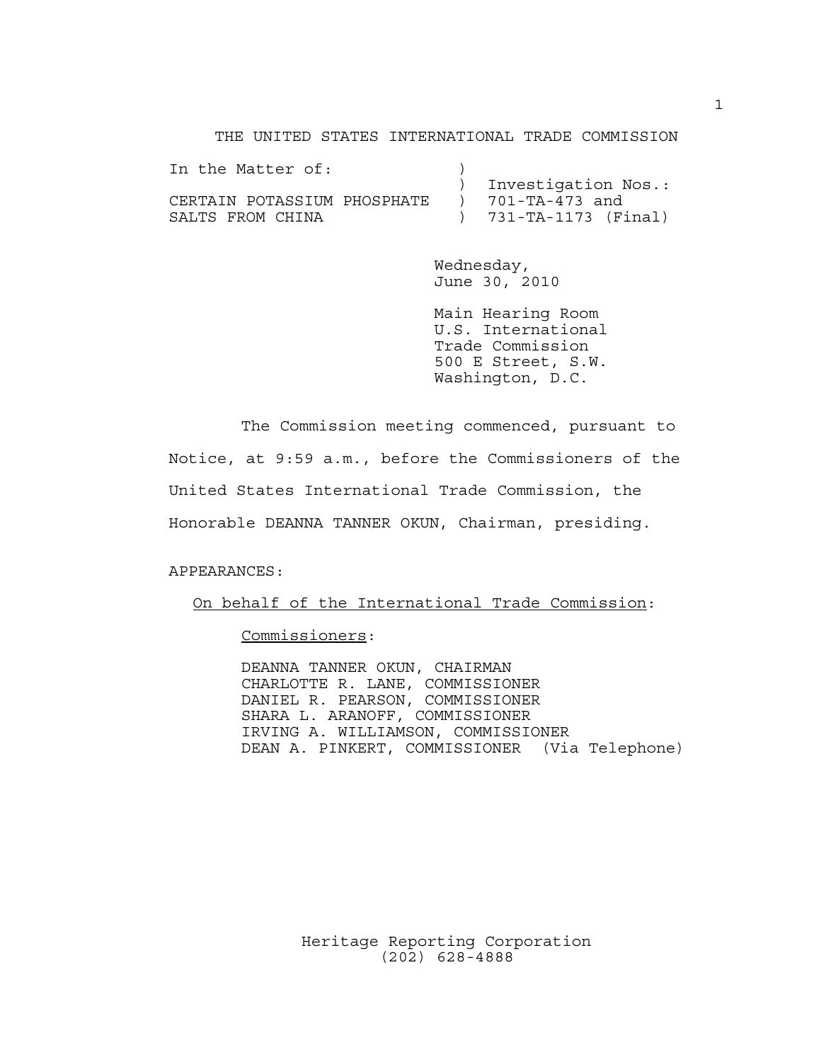THE UNITED STATES INTERNATIONAL TRADE COMMISSION

| In the Matter of: | ) | |
|---|---|---|
| | ) | Investigation Nos.: |
| CERTAIN POTASSIUM PHOSPHATE | ) | 701-TA-473 and |
| SALTS FROM CHINA | ) | 731-TA-1173 (Final) |

Wednesday,
June 30, 2010

Main Hearing Room
U.S. International
Trade Commission
500 E Street, S.W.
Washington, D.C.

The Commission meeting commenced, pursuant to Notice, at 9:59 a.m., before the Commissioners of the United States International Trade Commission, the Honorable DEANNA TANNER OKUN, Chairman, presiding.

APPEARANCES:

On behalf of the International Trade Commission:

Commissioners:

DEANNA TANNER OKUN, CHAIRMAN
CHARLOTTE R. LANE, COMMISSIONER
DANIEL R. PEARSON, COMMISSIONER
SHARA L. ARANOFF, COMMISSIONER
IRVING A. WILLIAMSON, COMMISSIONER
DEAN A. PINKERT, COMMISSIONER (Via Telephone)

Heritage Reporting Corporation
(202) 628-4888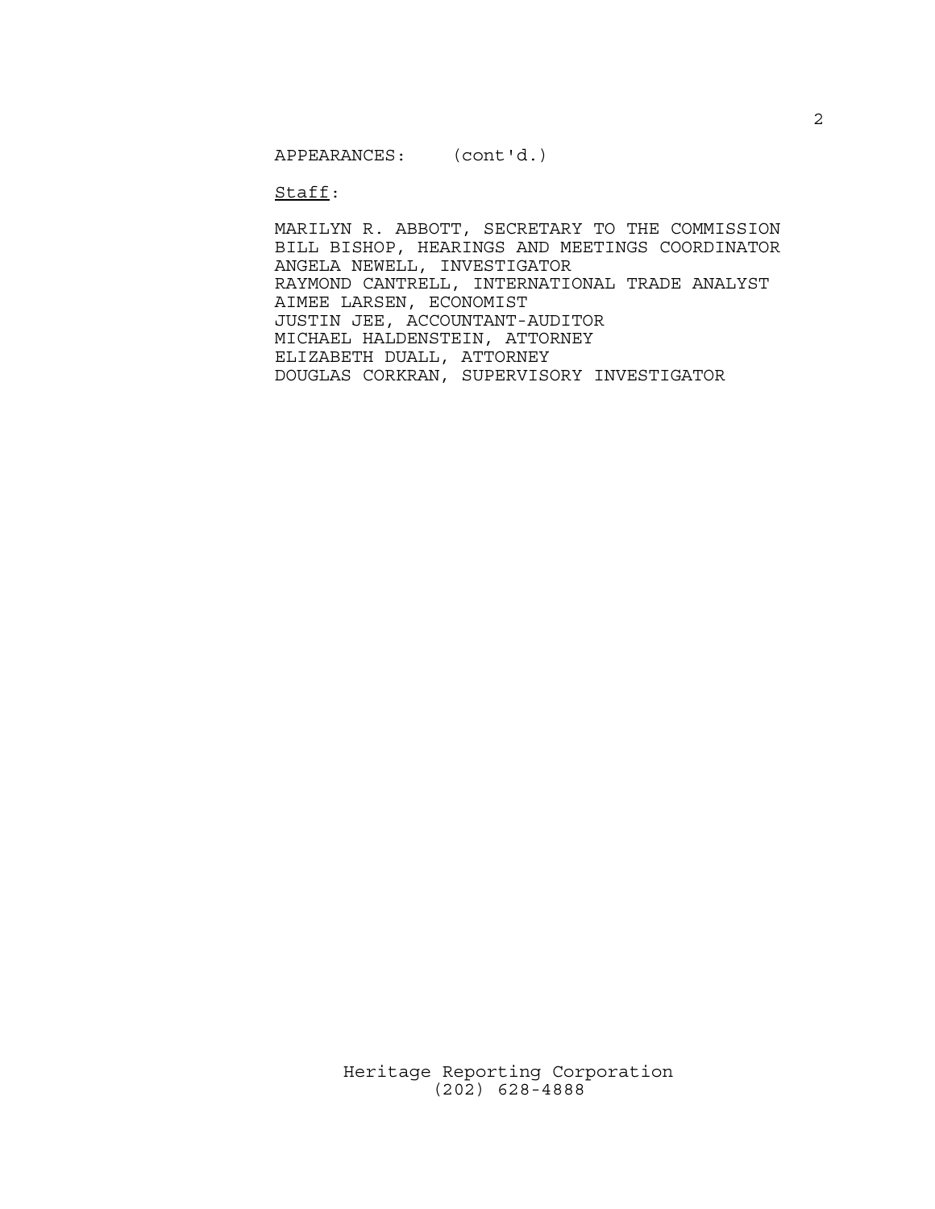APPEARANCES: (cont'd.)

<u>Staff</u>:

MARILYN R. ABBOTT, SECRETARY TO THE COMMISSION
BILL BISHOP, HEARINGS AND MEETINGS COORDINATOR
ANGELA NEWELL, INVESTIGATOR
RAYMOND CANTRELL, INTERNATIONAL TRADE ANALYST
AIMEE LARSEN, ECONOMIST
JUSTIN JEE, ACCOUNTANT-AUDITOR
MICHAEL HALDENSTEIN, ATTORNEY
ELIZABETH DUALL, ATTORNEY
DOUGLAS CORKRAN, SUPERVISORY INVESTIGATOR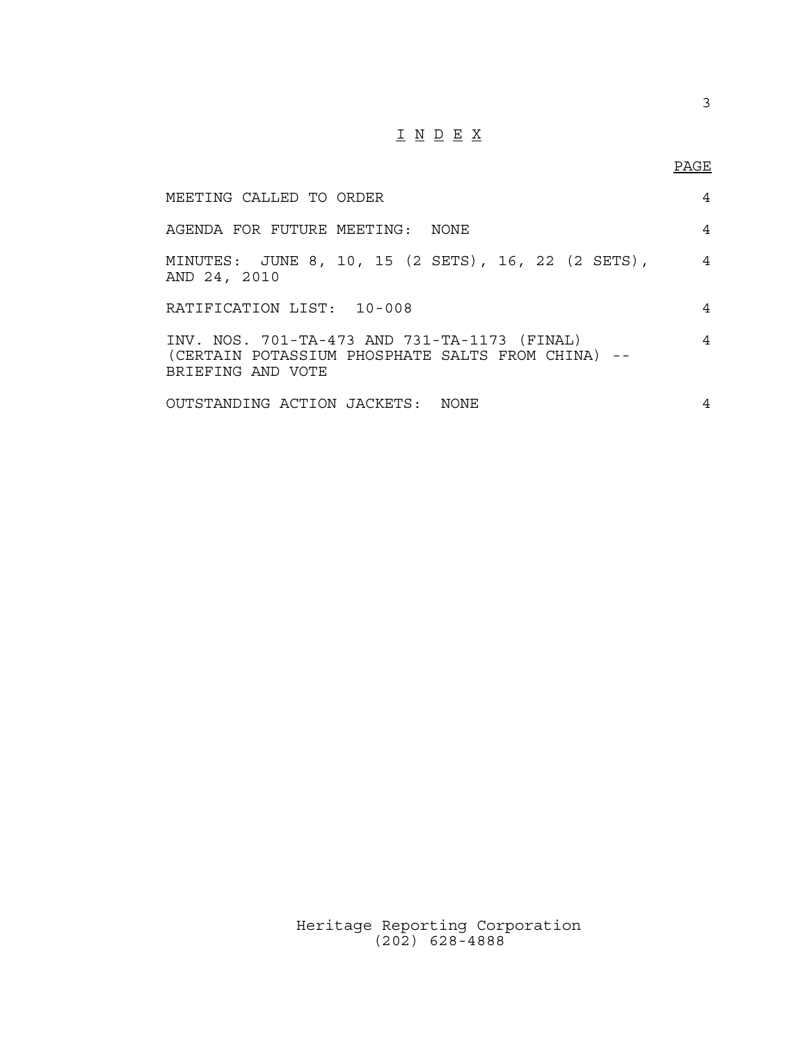# I N D E X

| | PAGE |
|---|---|
| MEETING CALLED TO ORDER | 4 |
| AGENDA FOR FUTURE MEETING: NONE | 4 |
| MINUTES: JUNE 8, 10, 15 (2 SETS), 16, 22 (2 SETS), AND 24, 2010 | 4 |
| RATIFICATION LIST: 10-008 | 4 |
| INV. NOS. 701-TA-473 AND 731-TA-1173 (FINAL) (CERTAIN POTASSIUM PHOSPHATE SALTS FROM CHINA) -- BRIEFING AND VOTE | 4 |
| OUTSTANDING ACTION JACKETS: NONE | 4 |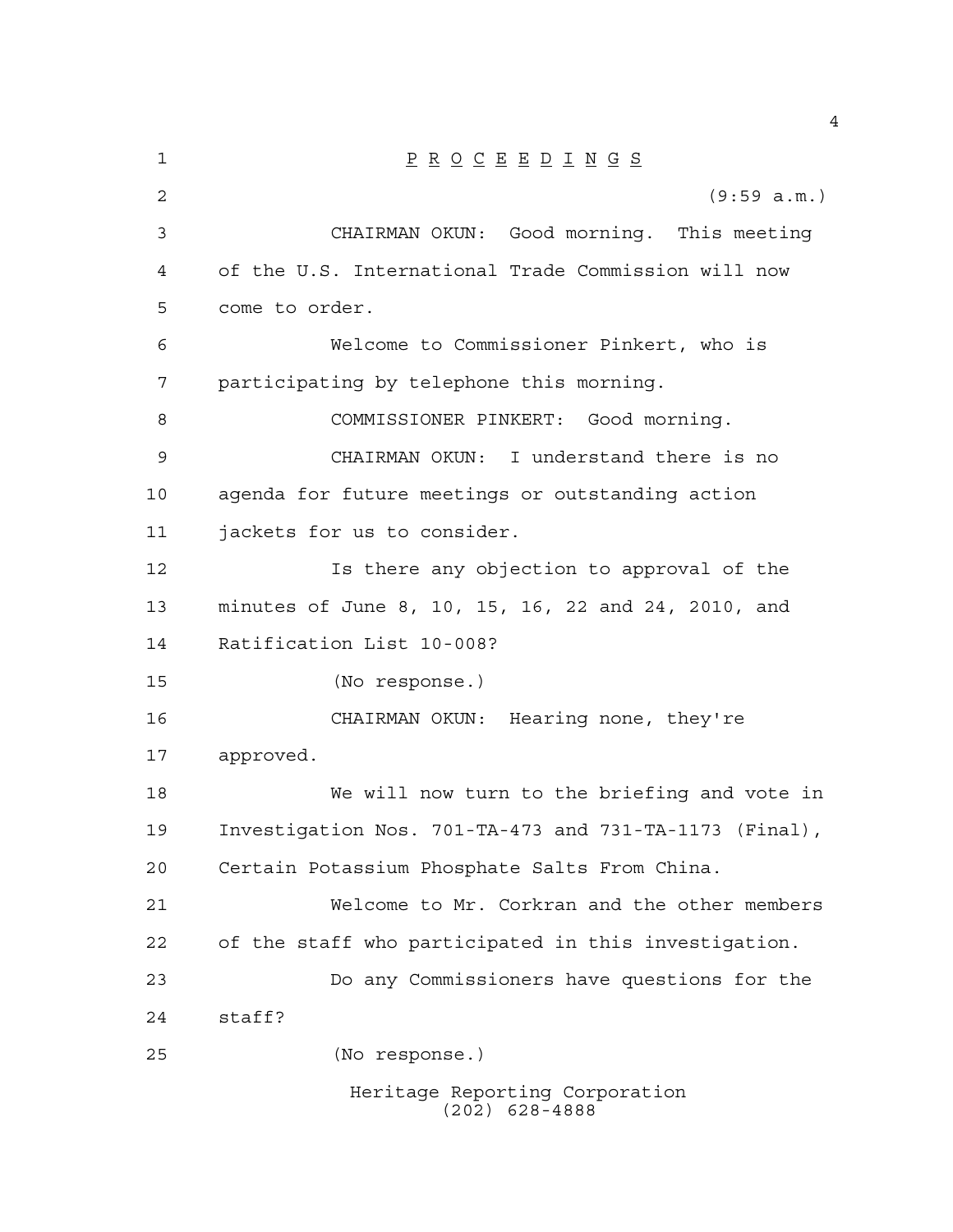P R O C E E D I N G S

(9:59 a.m.)

CHAIRMAN OKUN: Good morning. This meeting of the U.S. International Trade Commission will now come to order.

Welcome to Commissioner Pinkert, who is participating by telephone this morning.

COMMISSIONER PINKERT: Good morning.

CHAIRMAN OKUN: I understand there is no agenda for future meetings or outstanding action jackets for us to consider.

Is there any objection to approval of the minutes of June 8, 10, 15, 16, 22 and 24, 2010, and Ratification List 10-008?

(No response.)

CHAIRMAN OKUN: Hearing none, they're approved.

We will now turn to the briefing and vote in Investigation Nos. 701-TA-473 and 731-TA-1173 (Final), Certain Potassium Phosphate Salts From China.

Welcome to Mr. Corkran and the other members of the staff who participated in this investigation.

Do any Commissioners have questions for the staff?

(No response.)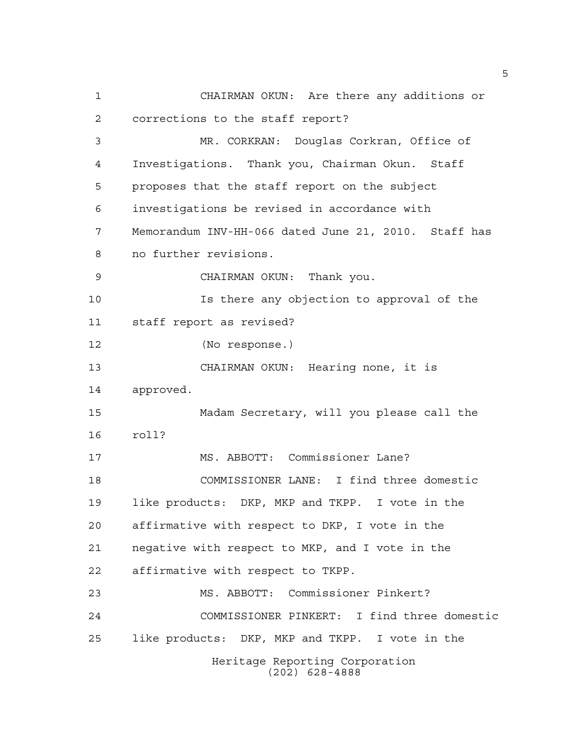CHAIRMAN OKUN: Are there any additions or corrections to the staff report?

MR. CORKRAN: Douglas Corkran, Office of Investigations. Thank you, Chairman Okun. Staff proposes that the staff report on the subject investigations be revised in accordance with Memorandum INV-HH-066 dated June 21, 2010. Staff has no further revisions.

CHAIRMAN OKUN: Thank you.

Is there any objection to approval of the staff report as revised?

(No response.)

CHAIRMAN OKUN: Hearing none, it is approved.

Madam Secretary, will you please call the roll?

MS. ABBOTT: Commissioner Lane?

COMMISSIONER LANE: I find three domestic like products: DKP, MKP and TKPP. I vote in the affirmative with respect to DKP, I vote in the negative with respect to MKP, and I vote in the affirmative with respect to TKPP.

MS. ABBOTT: Commissioner Pinkert?

COMMISSIONER PINKERT: I find three domestic like products: DKP, MKP and TKPP. I vote in the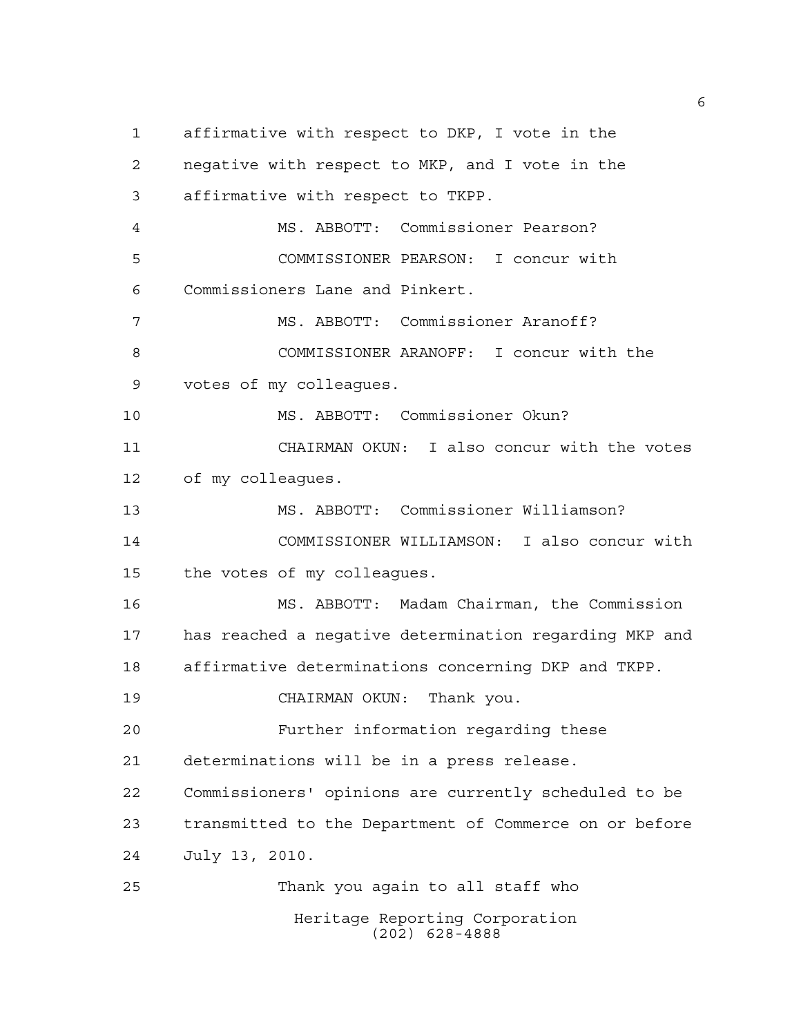affirmative with respect to DKP, I vote in the negative with respect to MKP, and I vote in the affirmative with respect to TKPP.

MS. ABBOTT: Commissioner Pearson?

COMMISSIONER PEARSON: I concur with Commissioners Lane and Pinkert.

MS. ABBOTT: Commissioner Aranoff?

COMMISSIONER ARANOFF: I concur with the votes of my colleagues.

MS. ABBOTT: Commissioner Okun?

CHAIRMAN OKUN: I also concur with the votes of my colleagues.

MS. ABBOTT: Commissioner Williamson?

COMMISSIONER WILLIAMSON: I also concur with the votes of my colleagues.

MS. ABBOTT: Madam Chairman, the Commission has reached a negative determination regarding MKP and affirmative determinations concerning DKP and TKPP.

CHAIRMAN OKUN: Thank you.

Further information regarding these determinations will be in a press release. Commissioners' opinions are currently scheduled to be transmitted to the Department of Commerce on or before July 13, 2010.

Thank you again to all staff who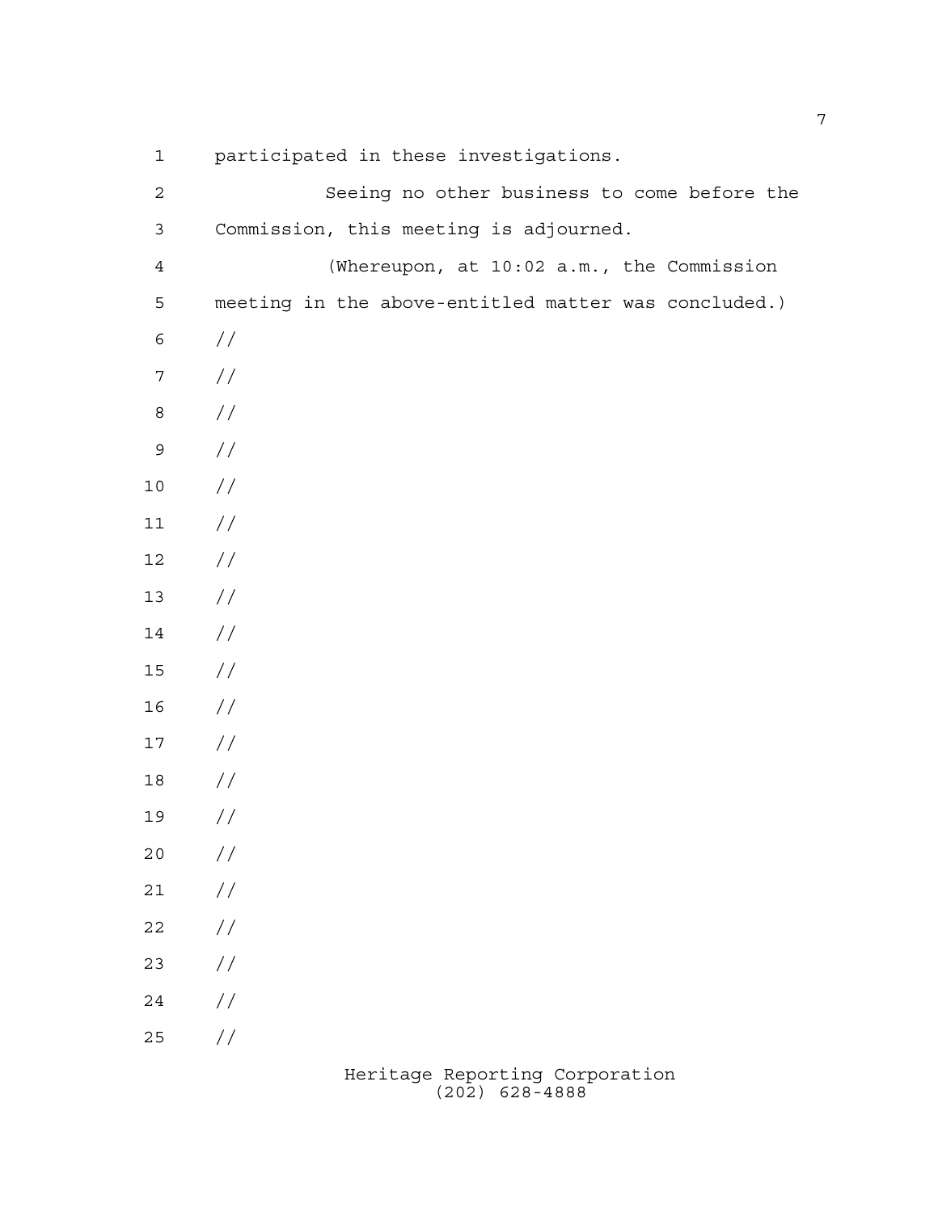participated in these investigations.

Seeing no other business to come before the Commission, this meeting is adjourned.

(Whereupon, at 10:02 a.m., the Commission meeting in the above-entitled matter was concluded.)

//

//

//

//

//

//

//

//

//

//

//

//

//

//

//

//

//

//

//

//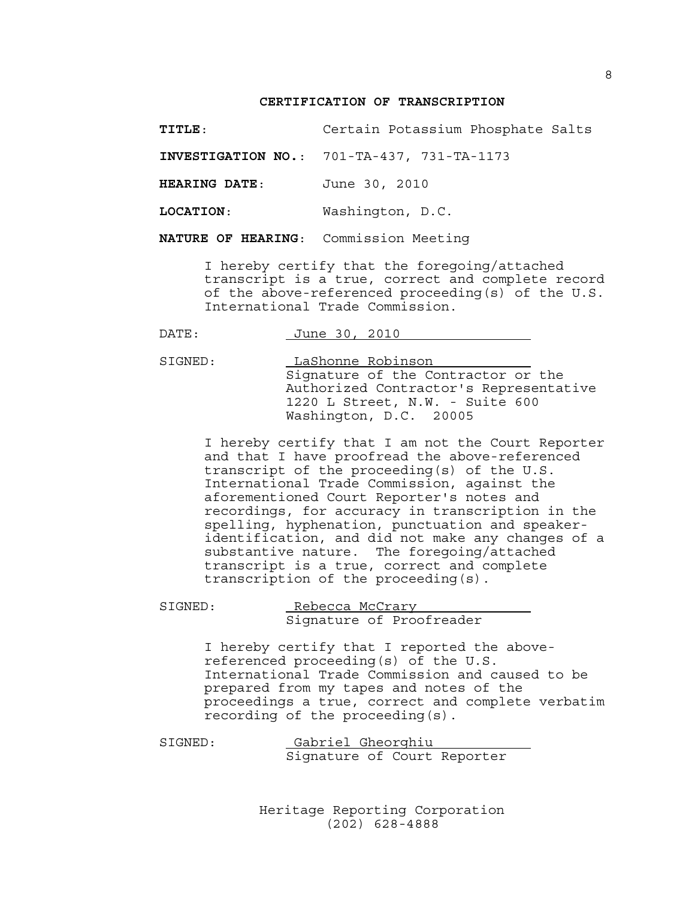## CERTIFICATION OF TRANSCRIPTION

**TITLE**: Certain Potassium Phosphate Salts

**INVESTIGATION NO.**: 701-TA-437, 731-TA-1173

**HEARING DATE**: June 30, 2010

**LOCATION**: Washington, D.C.

**NATURE OF HEARING**: Commission Meeting

I hereby certify that the foregoing/attached transcript is a true, correct and complete record of the above-referenced proceeding(s) of the U.S. International Trade Commission.

DATE: June 30, 2010

SIGNED: LaShonne Robinson
Signature of the Contractor or the Authorized Contractor's Representative
1220 L Street, N.W. - Suite 600
Washington, D.C. 20005

I hereby certify that I am not the Court Reporter and that I have proofread the above-referenced transcript of the proceeding(s) of the U.S. International Trade Commission, against the aforementioned Court Reporter's notes and recordings, for accuracy in transcription in the spelling, hyphenation, punctuation and speaker-identification, and did not make any changes of a substantive nature. The foregoing/attached transcript is a true, correct and complete transcription of the proceeding(s).

SIGNED: Rebecca McCrary
Signature of Proofreader

I hereby certify that I reported the above-referenced proceeding(s) of the U.S. International Trade Commission and caused to be prepared from my tapes and notes of the proceedings a true, correct and complete verbatim recording of the proceeding(s).

SIGNED: Gabriel Gheorghiu
Signature of Court Reporter